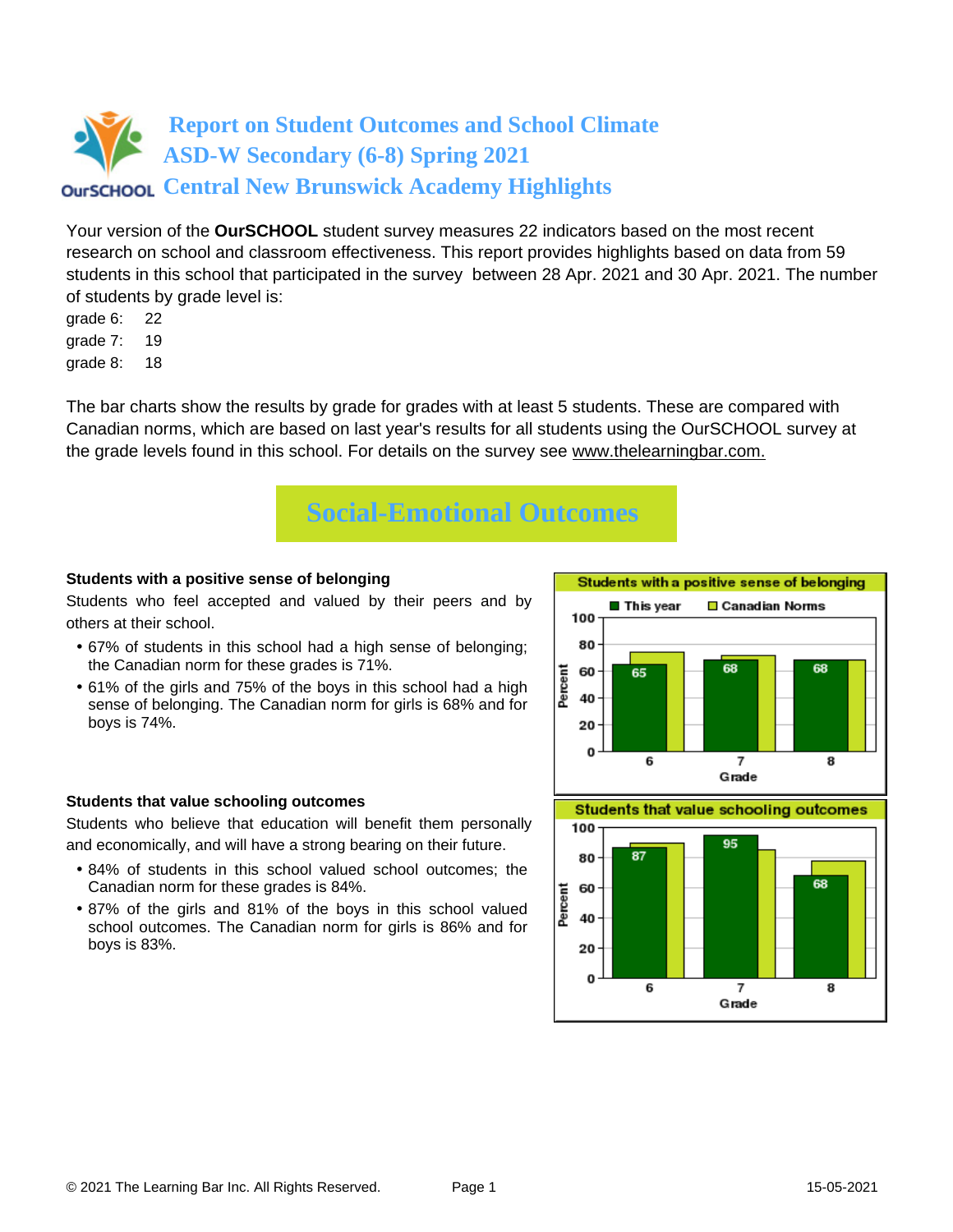# Report on Student Outcomes and School Climate
# ASD-W Secondary (6-8) Spring 2021
# Central New Brunswick Academy Highlights

Your version of the **OurSCHOOL** student survey measures 22 indicators based on the most recent research on school and classroom effectiveness. This report provides highlights based on data from 59 students in this school that participated in the survey between 28 Apr. 2021 and 30 Apr. 2021. The number of students by grade level is:

grade 6: 22
grade 7: 19
grade 8: 18

The bar charts show the results by grade for grades with at least 5 students. These are compared with Canadian norms, which are based on last year's results for all students using the OurSCHOOL survey at the grade levels found in this school. For details on the survey see www.thelearningbar.com.

## Social-Emotional Outcomes

### Students with a positive sense of belonging

Students who feel accepted and valued by their peers and by others at their school.

- 67% of students in this school had a high sense of belonging; the Canadian norm for these grades is 71%.
- 61% of the girls and 75% of the boys in this school had a high sense of belonging. The Canadian norm for girls is 68% and for boys is 74%.

**Students with a positive sense of belonging**

| Grade | This year | Canadian Norms |
|---|---|---|
| 6 | 65 | |
| 7 | 68 | |
| 8 | 68 | |

### Students that value schooling outcomes

Students who believe that education will benefit them personally and economically, and will have a strong bearing on their future.

- 84% of students in this school valued school outcomes; the Canadian norm for these grades is 84%.
- 87% of the girls and 81% of the boys in this school valued school outcomes. The Canadian norm for girls is 86% and for boys is 83%.

**Students that value schooling outcomes**

| Grade | This year | Canadian Norms |
|---|---|---|
| 6 | 87 | |
| 7 | 95 | |
| 8 | 68 | |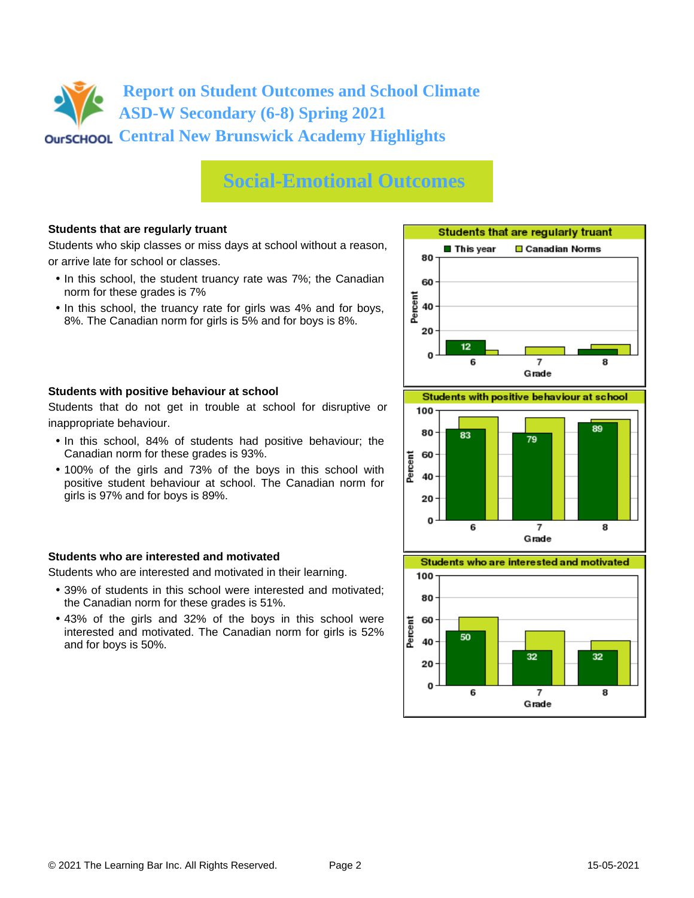# Report on Student Outcomes and School Climate
# ASD-W Secondary (6-8) Spring 2021
# Central New Brunswick Academy Highlights

## Social-Emotional Outcomes

### Students that are regularly truant

Students who skip classes or miss days at school without a reason, or arrive late for school or classes.

- In this school, the student truancy rate was 7%; the Canadian norm for these grades is 7%
- In this school, the truancy rate for girls was 4% and for boys, 8%. The Canadian norm for girls is 5% and for boys is 8%.

**Students that are regularly truant**

| Grade | This year | Canadian Norms |
|---|---|---|
| 6 | 12 | |
| 7 | | |
| 8 | | |

### Students with positive behaviour at school

Students that do not get in trouble at school for disruptive or inappropriate behaviour.

- In this school, 84% of students had positive behaviour; the Canadian norm for these grades is 93%.
- 100% of the girls and 73% of the boys in this school with positive student behaviour at school. The Canadian norm for girls is 97% and for boys is 89%.

**Students with positive behaviour at school**

| Grade | This year | Canadian Norms |
|---|---|---|
| 6 | 83 | |
| 7 | 79 | |
| 8 | 89 | |

### Students who are interested and motivated

Students who are interested and motivated in their learning.

- 39% of students in this school were interested and motivated; the Canadian norm for these grades is 51%.
- 43% of the girls and 32% of the boys in this school were interested and motivated. The Canadian norm for girls is 52% and for boys is 50%.

**Students who are interested and motivated**

| Grade | This year | Canadian Norms |
|---|---|---|
| 6 | 50 | |
| 7 | 32 | |
| 8 | 32 | |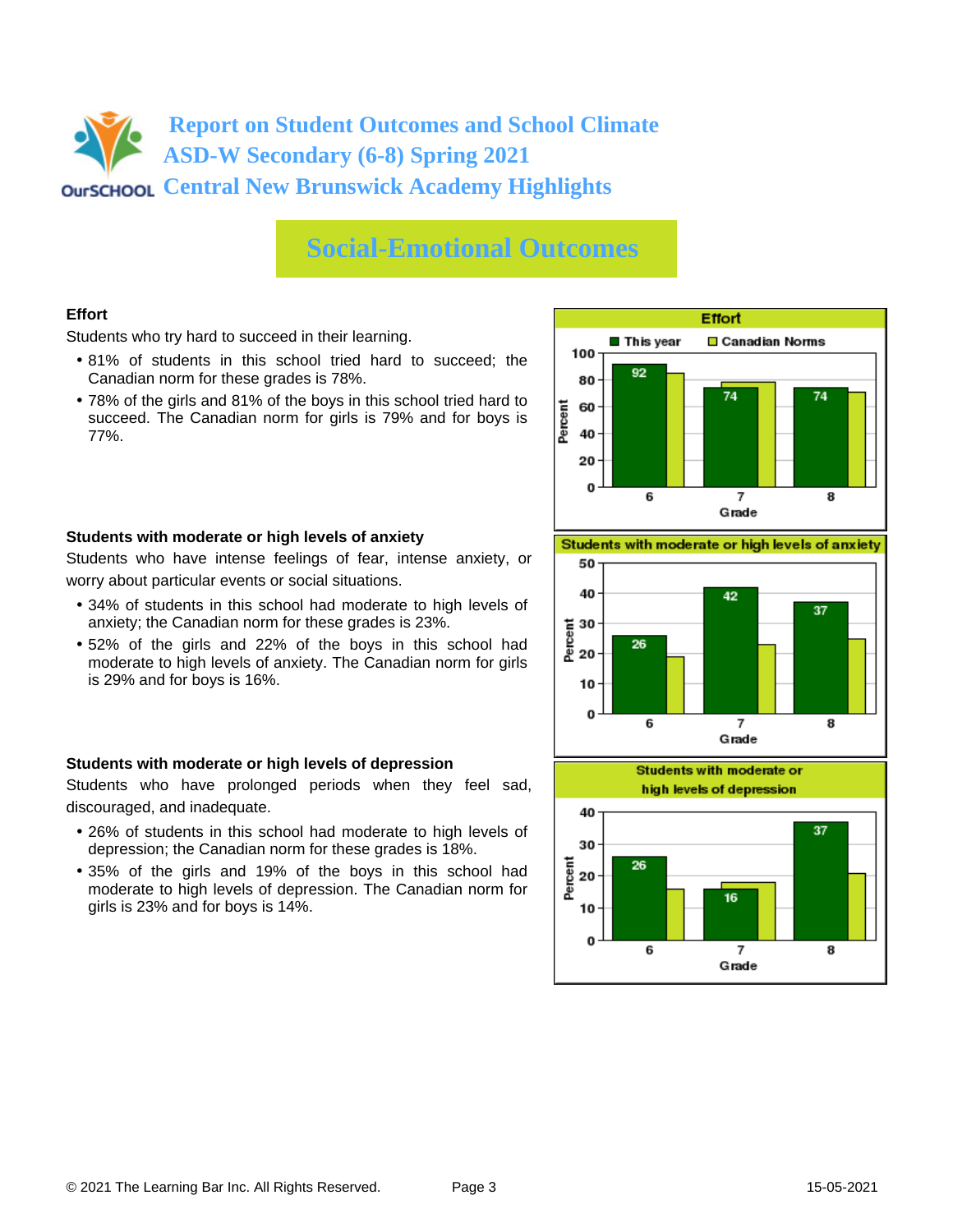# Report on Student Outcomes and School Climate
# ASD-W Secondary (6-8) Spring 2021
# Central New Brunswick Academy Highlights

## Social-Emotional Outcomes

**Effort**

Students who try hard to succeed in their learning.

- 81% of students in this school tried hard to succeed; the Canadian norm for these grades is 78%.
- 78% of the girls and 81% of the boys in this school tried hard to succeed. The Canadian norm for girls is 79% and for boys is 77%.

**Students with moderate or high levels of anxiety**

Students who have intense feelings of fear, intense anxiety, or worry about particular events or social situations.

- 34% of students in this school had moderate to high levels of anxiety; the Canadian norm for these grades is 23%.
- 52% of the girls and 22% of the boys in this school had moderate to high levels of anxiety. The Canadian norm for girls is 29% and for boys is 16%.

**Students with moderate or high levels of depression**

Students who have prolonged periods when they feel sad, discouraged, and inadequate.

- 26% of students in this school had moderate to high levels of depression; the Canadian norm for these grades is 18%.
- 35% of the girls and 19% of the boys in this school had moderate to high levels of depression. The Canadian norm for girls is 23% and for boys is 14%.

**Effort** (Percent, This year vs. Canadian Norms)

| Grade | This year |
|---|---|
| 6 | 92 |
| 7 | 74 |
| 8 | 74 |

**Students with moderate or high levels of anxiety** (Percent)

| Grade | This year |
|---|---|
| 6 | 26 |
| 7 | 42 |
| 8 | 37 |

**Students with moderate or high levels of depression** (Percent)

| Grade | This year |
|---|---|
| 6 | 26 |
| 7 | 16 |
| 8 | 37 |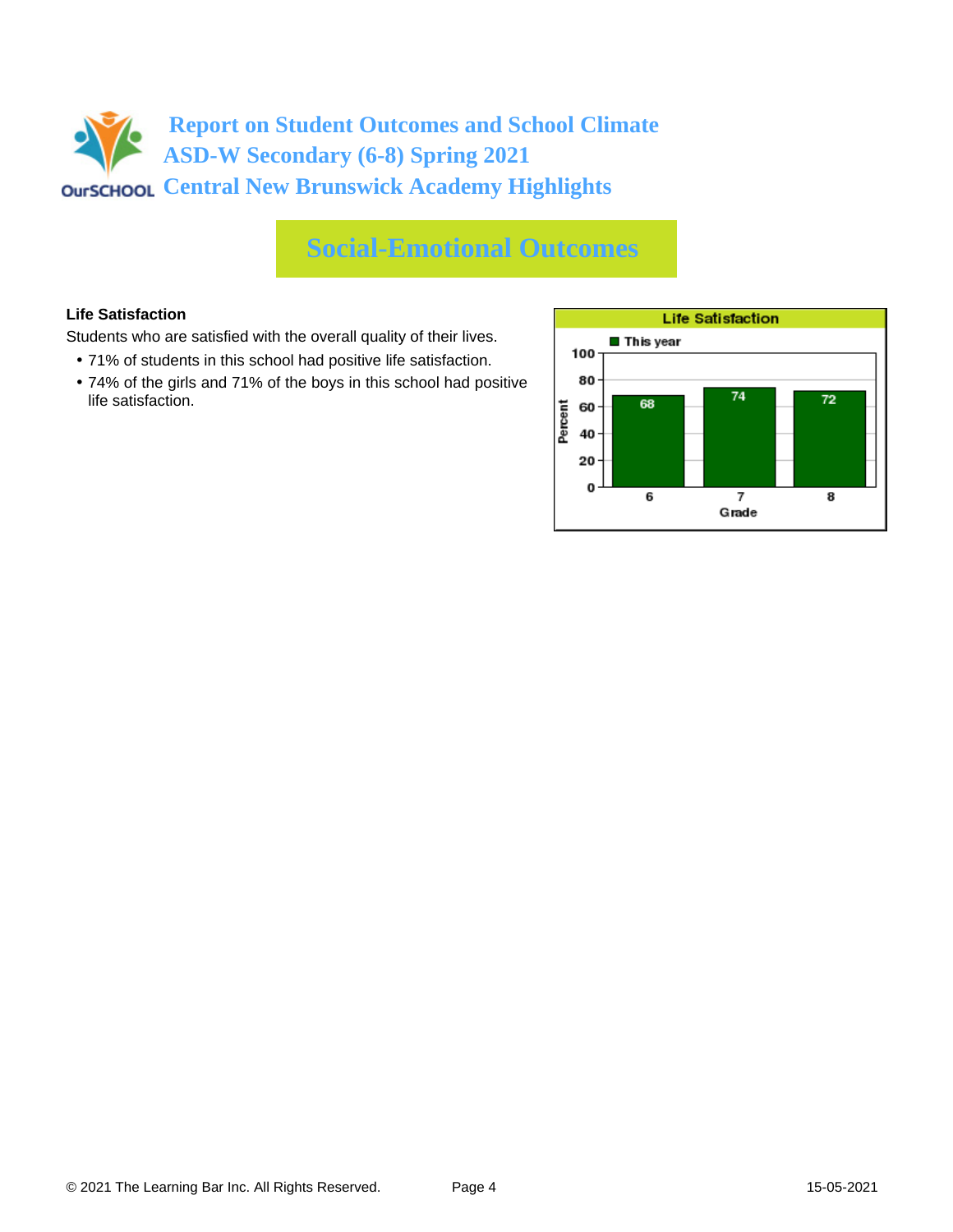# Report on Student Outcomes and School Climate
## ASD-W Secondary (6-8) Spring 2021
## Central New Brunswick Academy Highlights

## Social-Emotional Outcomes

**Life Satisfaction**

Students who are satisfied with the overall quality of their lives.

- 71% of students in this school had positive life satisfaction.
- 74% of the girls and 71% of the boys in this school had positive life satisfaction.

**Life Satisfaction**

| Grade | This year (Percent) |
|---|---|
| 6 | 68 |
| 7 | 74 |
| 8 | 72 |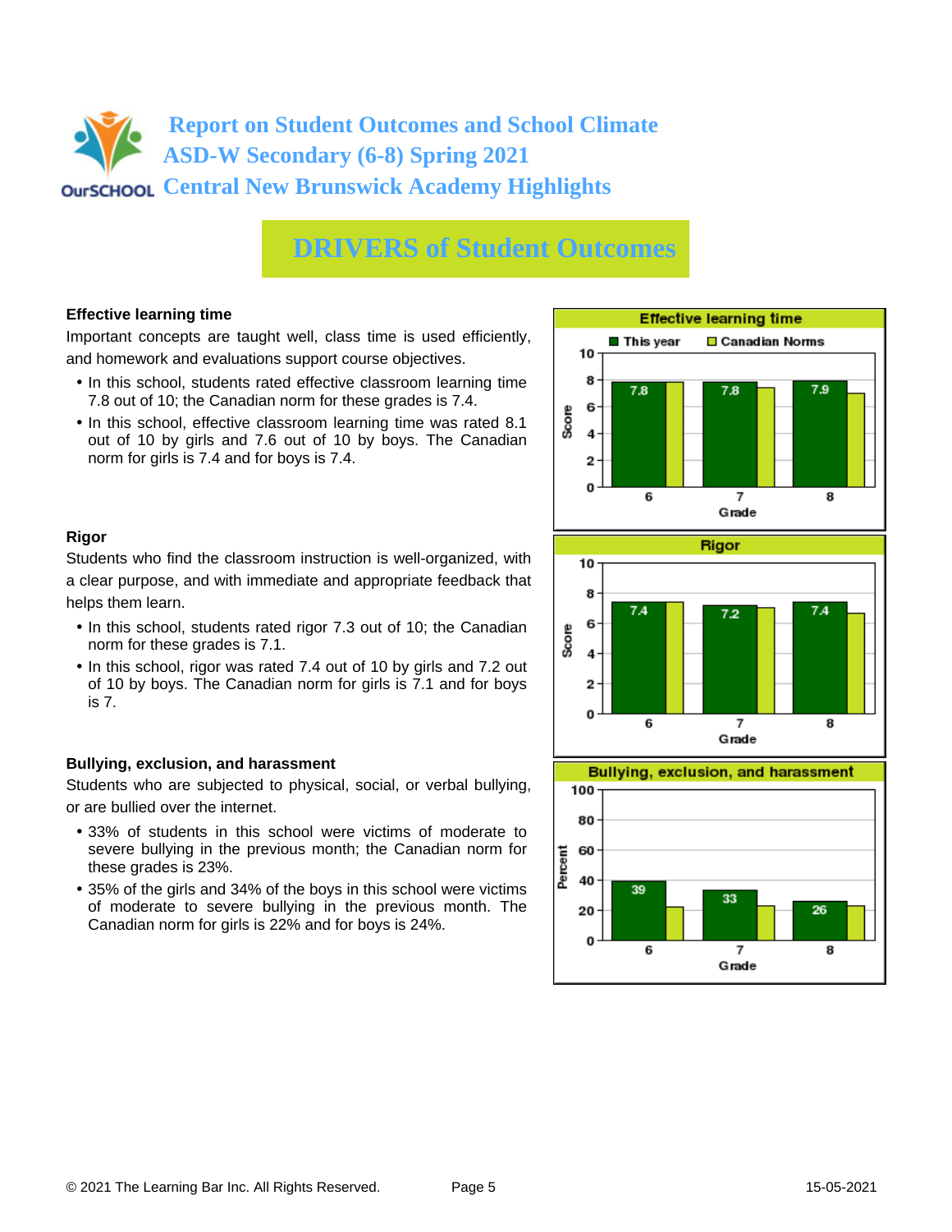# Report on Student Outcomes and School Climate
## ASD-W Secondary (6-8) Spring 2021
## Central New Brunswick Academy Highlights

# DRIVERS of Student Outcomes

### Effective learning time

Important concepts are taught well, class time is used efficiently, and homework and evaluations support course objectives.

- In this school, students rated effective classroom learning time 7.8 out of 10; the Canadian norm for these grades is 7.4.
- In this school, effective classroom learning time was rated 8.1 out of 10 by girls and 7.6 out of 10 by boys. The Canadian norm for girls is 7.4 and for boys is 7.4.

**Effective learning time** (Score)

| Grade | This year |
|---|---|
| 6 | 7.8 |
| 7 | 7.8 |
| 8 | 7.9 |

### Rigor

Students who find the classroom instruction is well-organized, with a clear purpose, and with immediate and appropriate feedback that helps them learn.

- In this school, students rated rigor 7.3 out of 10; the Canadian norm for these grades is 7.1.
- In this school, rigor was rated 7.4 out of 10 by girls and 7.2 out of 10 by boys. The Canadian norm for girls is 7.1 and for boys is 7.

**Rigor** (Score)

| Grade | This year |
|---|---|
| 6 | 7.4 |
| 7 | 7.2 |
| 8 | 7.4 |

### Bullying, exclusion, and harassment

Students who are subjected to physical, social, or verbal bullying, or are bullied over the internet.

- 33% of students in this school were victims of moderate to severe bullying in the previous month; the Canadian norm for these grades is 23%.
- 35% of the girls and 34% of the boys in this school were victims of moderate to severe bullying in the previous month. The Canadian norm for girls is 22% and for boys is 24%.

**Bullying, exclusion, and harassment** (Percent)

| Grade | This year |
|---|---|
| 6 | 39 |
| 7 | 33 |
| 8 | 26 |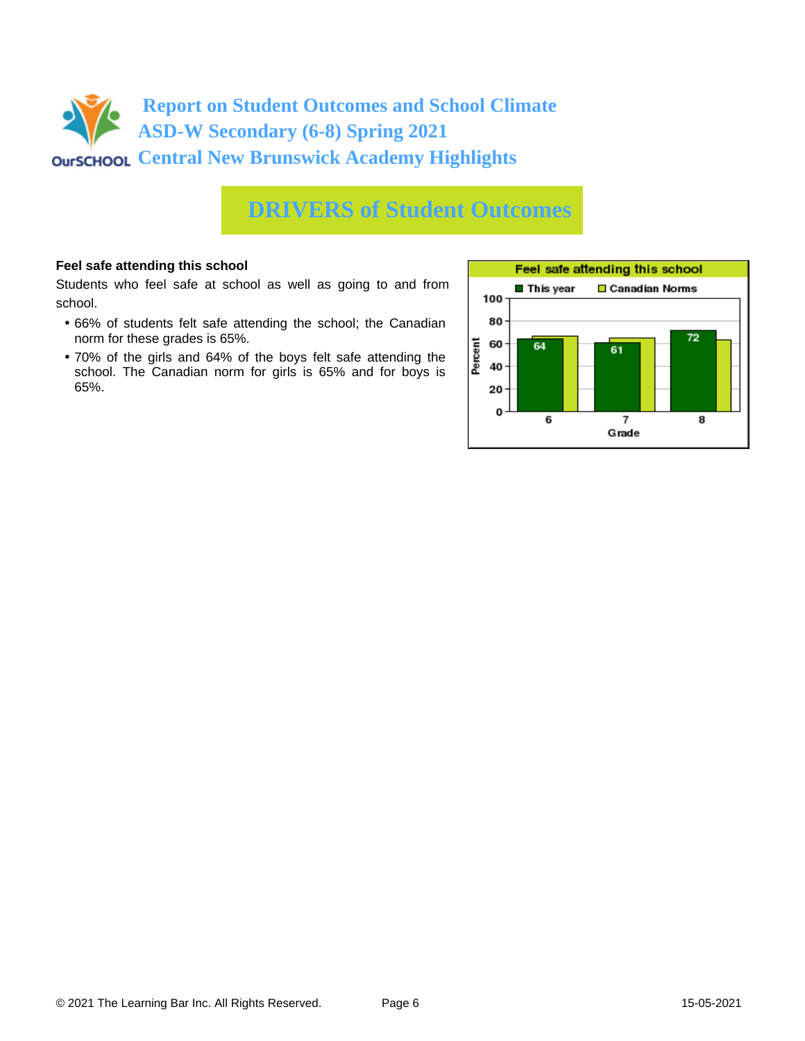# Report on Student Outcomes and School Climate
## ASD-W Secondary (6-8) Spring 2021
## Central New Brunswick Academy Highlights

## DRIVERS of Student Outcomes

**Feel safe attending this school**

Students who feel safe at school as well as going to and from school.

- 66% of students felt safe attending the school; the Canadian norm for these grades is 65%.
- 70% of the girls and 64% of the boys felt safe attending the school. The Canadian norm for girls is 65% and for boys is 65%.

**Feel safe attending this school**

| Grade | This year | Canadian Norms |
|---|---|---|
| 6 | 64 | |
| 7 | 61 | |
| 8 | 72 | |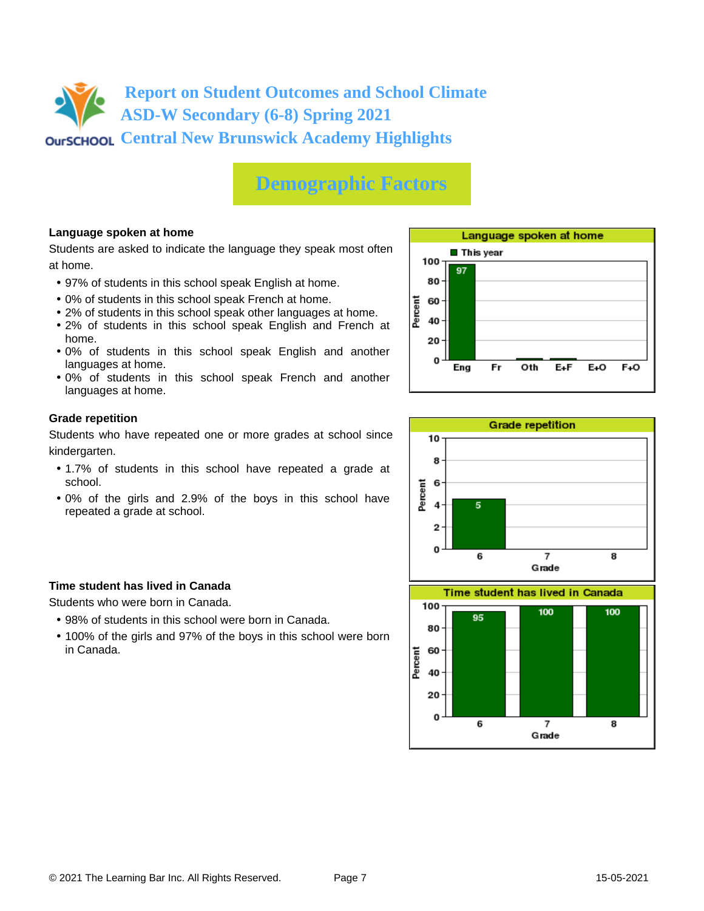# Report on Student Outcomes and School Climate
# ASD-W Secondary (6-8) Spring 2021
# Central New Brunswick Academy Highlights

## Demographic Factors

### Language spoken at home

Students are asked to indicate the language they speak most often at home.

- 97% of students in this school speak English at home.
- 0% of students in this school speak French at home.
- 2% of students in this school speak other languages at home.
- 2% of students in this school speak English and French at home.
- 0% of students in this school speak English and another languages at home.
- 0% of students in this school speak French and another languages at home.

**Language spoken at home** (This year, Percent)

| Eng | Fr | Oth | E+F | E+O | F+O |
|---|---|---|---|---|---|
| 97 | | | | | |

### Grade repetition

Students who have repeated one or more grades at school since kindergarten.

- 1.7% of students in this school have repeated a grade at school.
- 0% of the girls and 2.9% of the boys in this school have repeated a grade at school.

**Grade repetition** (Percent)

| Grade | 6 | 7 | 8 |
|---|---|---|---|
| Percent | 5 | | |

### Time student has lived in Canada

Students who were born in Canada.

- 98% of students in this school were born in Canada.
- 100% of the girls and 97% of the boys in this school were born in Canada.

**Time student has lived in Canada** (Percent)

| Grade | 6 | 7 | 8 |
|---|---|---|---|
| Percent | 95 | 100 | 100 |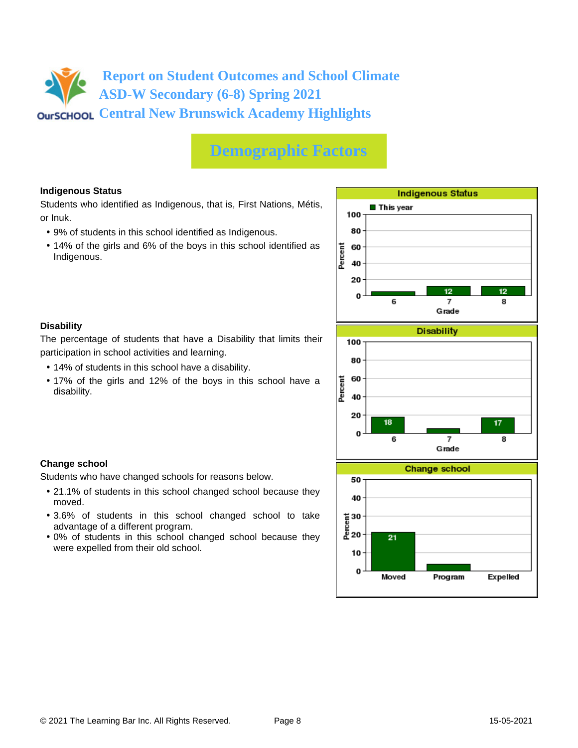# Report on Student Outcomes and School Climate
# ASD-W Secondary (6-8) Spring 2021
# Central New Brunswick Academy Highlights

## Demographic Factors

### Indigenous Status

Students who identified as Indigenous, that is, First Nations, Métis, or Inuk.

- 9% of students in this school identified as Indigenous.
- 14% of the girls and 6% of the boys in this school identified as Indigenous.

**Indigenous Status** (This year, Percent by Grade)

| Grade | 6 | 7 | 8 |
|---|---|---|---|
| Percent | | 12 | 12 |

### Disability

The percentage of students that have a Disability that limits their participation in school activities and learning.

- 14% of students in this school have a disability.
- 17% of the girls and 12% of the boys in this school have a disability.

**Disability** (Percent by Grade)

| Grade | 6 | 7 | 8 |
|---|---|---|---|
| Percent | 18 | | 17 |

### Change school

Students who have changed schools for reasons below.

- 21.1% of students in this school changed school because they moved.
- 3.6% of students in this school changed school to take advantage of a different program.
- 0% of students in this school changed school because they were expelled from their old school.

**Change school** (Percent)

| | Moved | Program | Expelled |
|---|---|---|---|
| Percent | 21 | | |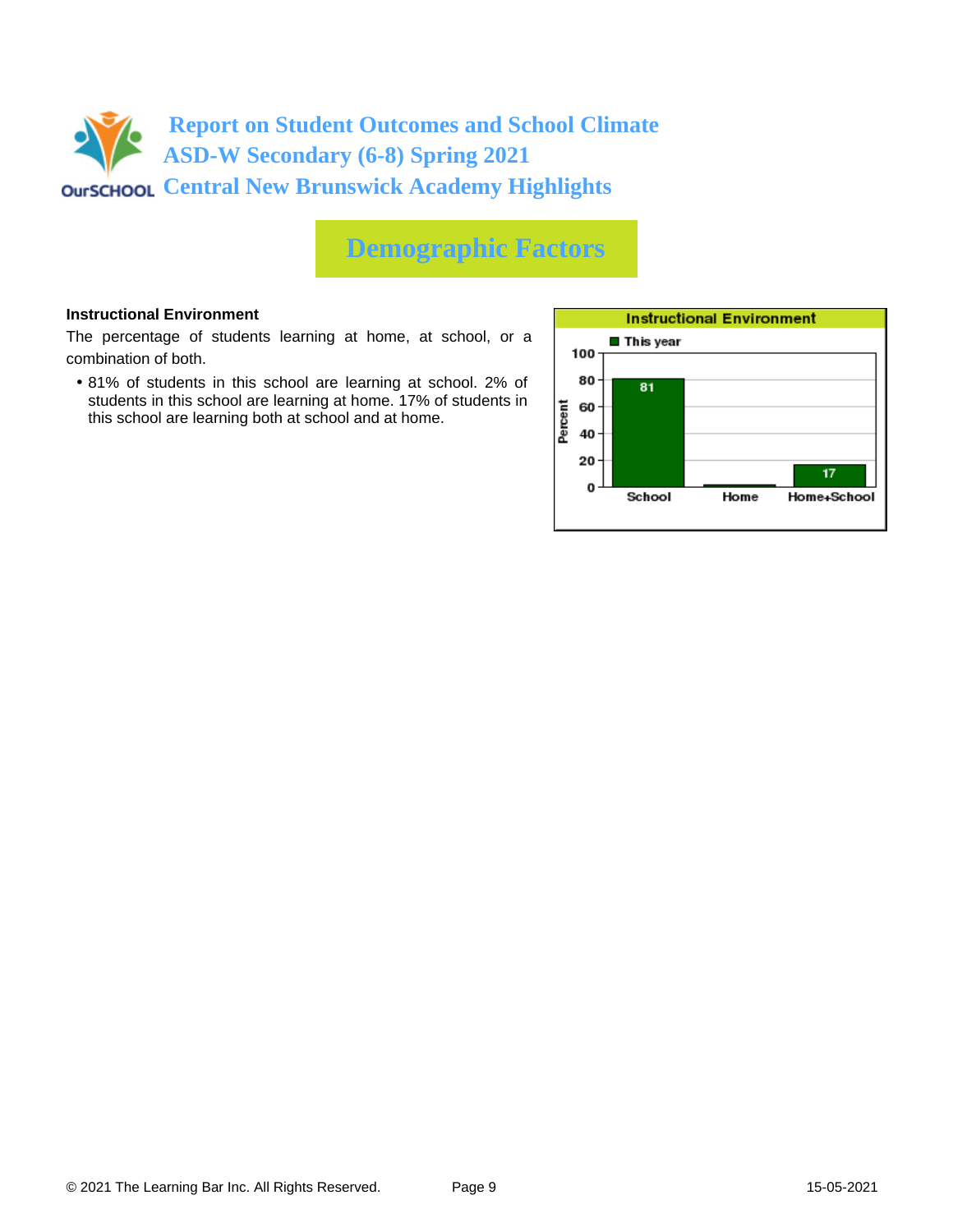# Report on Student Outcomes and School Climate
# ASD-W Secondary (6-8) Spring 2021
# Central New Brunswick Academy Highlights

## Demographic Factors

**Instructional Environment**

The percentage of students learning at home, at school, or a combination of both.

- 81% of students in this school are learning at school. 2% of students in this school are learning at home. 17% of students in this school are learning both at school and at home.

**Instructional Environment**

| | This year (Percent) |
|---|---|
| School | 81 |
| Home | |
| Home+School | 17 |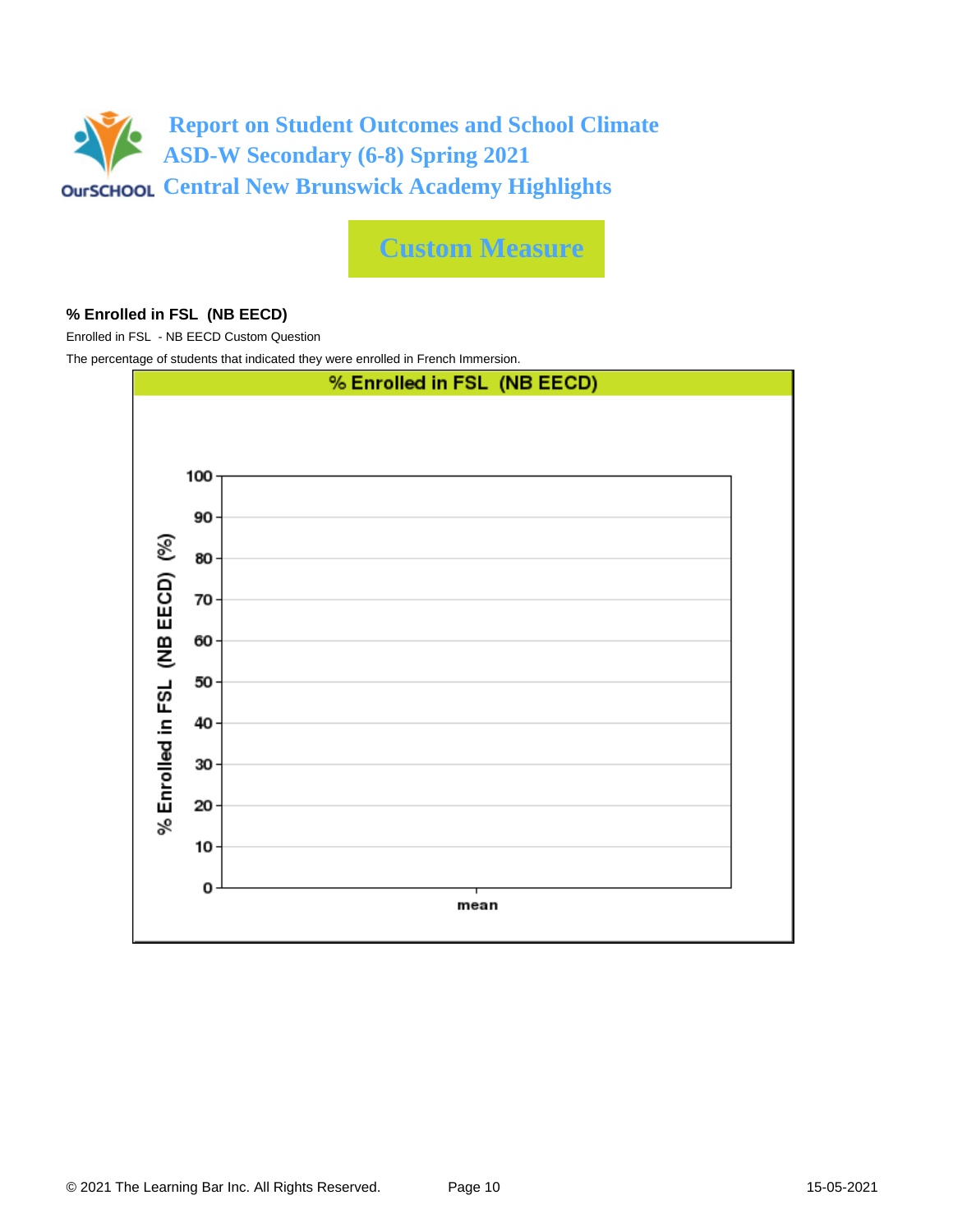# Report on Student Outcomes and School Climate
# ASD-W Secondary (6-8) Spring 2021
# Central New Brunswick Academy Highlights

## Custom Measure

### % Enrolled in FSL (NB EECD)

Enrolled in FSL - NB EECD Custom Question

The percentage of students that indicated they were enrolled in French Immersion.

**% Enrolled in FSL (NB EECD)**

% Enrolled in FSL (NB EECD) (%)

100
90
80
70
60
50
40
30
20
10
0

mean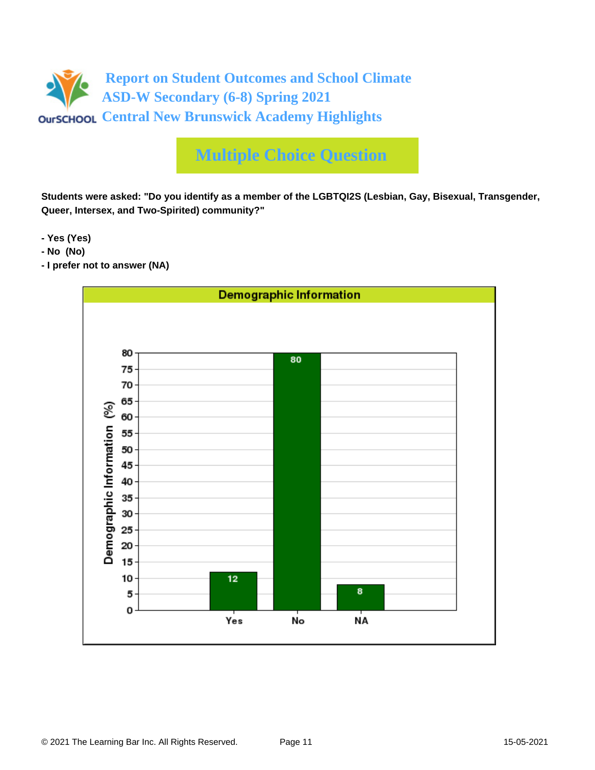# Report on Student Outcomes and School Climate
## ASD-W Secondary (6-8) Spring 2021
## Central New Brunswick Academy Highlights

## Multiple Choice Question

**Students were asked: "Do you identify as a member of the LGBTQI2S (Lesbian, Gay, Bisexual, Transgender, Queer, Intersex, and Two-Spirited) community?"**

- **Yes (Yes)**
- **No (No)**
- **I prefer not to answer (NA)**

**Demographic Information**

| Response | Demographic Information (%) |
| --- | --- |
| Yes | 12 |
| No | 80 |
| NA | 8 |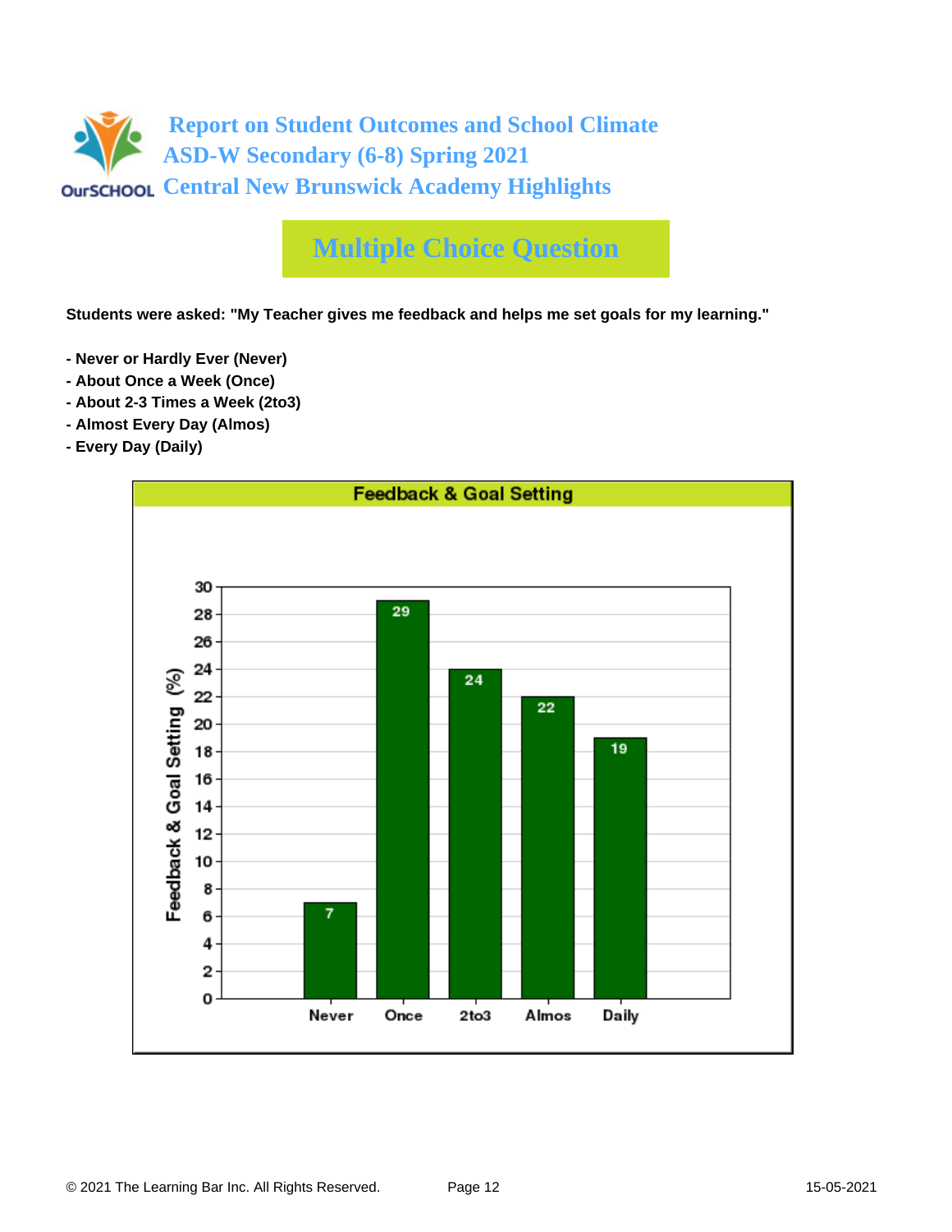# Report on Student Outcomes and School Climate
## ASD-W Secondary (6-8) Spring 2021
## Central New Brunswick Academy Highlights

## Multiple Choice Question

**Students were asked: "My Teacher gives me feedback and helps me set goals for my learning."**

- **Never or Hardly Ever (Never)**
- **About Once a Week (Once)**
- **About 2-3 Times a Week (2to3)**
- **Almost Every Day (Almos)**
- **Every Day (Daily)**

**Feedback & Goal Setting**

| Response | Feedback & Goal Setting (%) |
|---|---|
| Never | 7 |
| Once | 29 |
| 2to3 | 24 |
| Almos | 22 |
| Daily | 19 |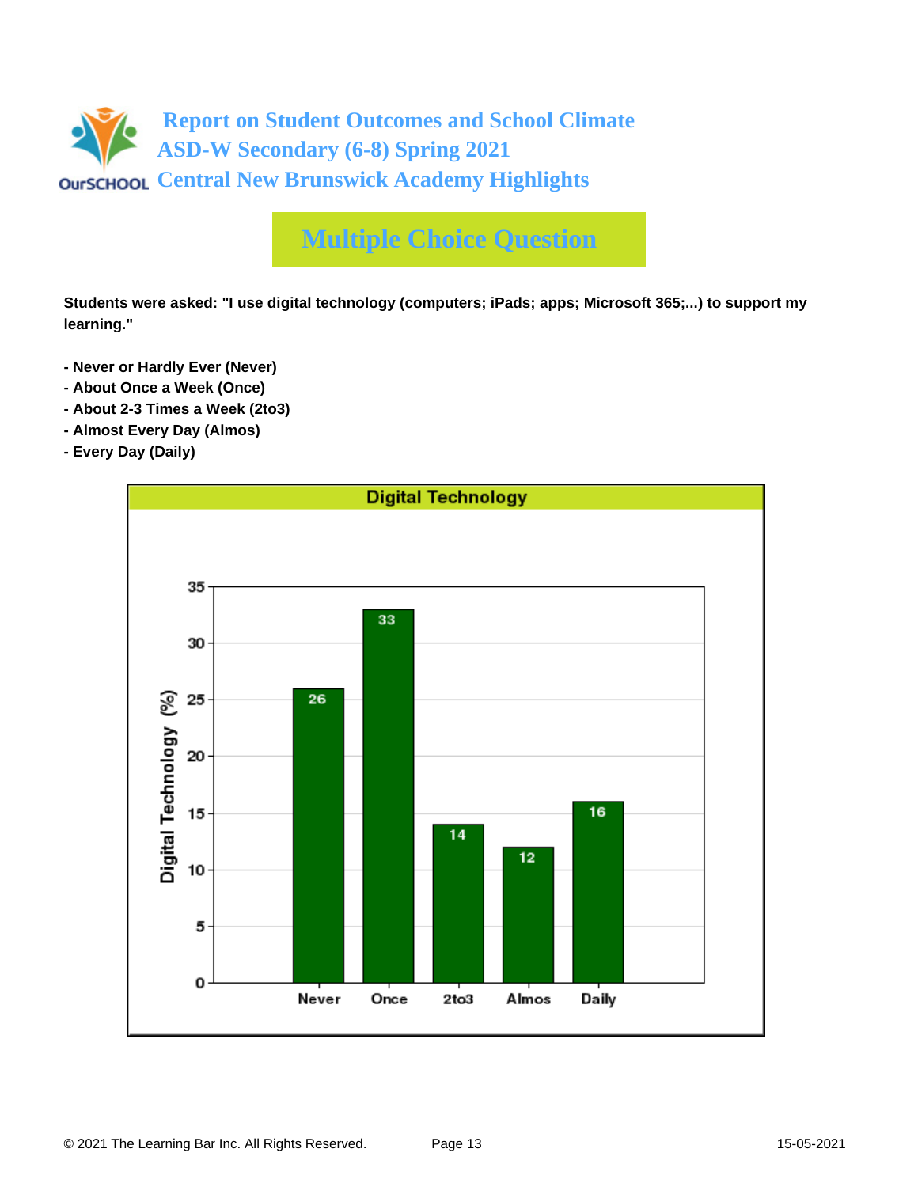# Report on Student Outcomes and School Climate
## ASD-W Secondary (6-8) Spring 2021
## Central New Brunswick Academy Highlights

## Multiple Choice Question

**Students were asked: "I use digital technology (computers; iPads; apps; Microsoft 365;...) to support my learning."**

- **Never or Hardly Ever (Never)**
- **About Once a Week (Once)**
- **About 2-3 Times a Week (2to3)**
- **Almost Every Day (Almos)**
- **Every Day (Daily)**

**Digital Technology**

| Response | Digital Technology (%) |
|---|---|
| Never | 26 |
| Once | 33 |
| 2to3 | 14 |
| Almos | 12 |
| Daily | 16 |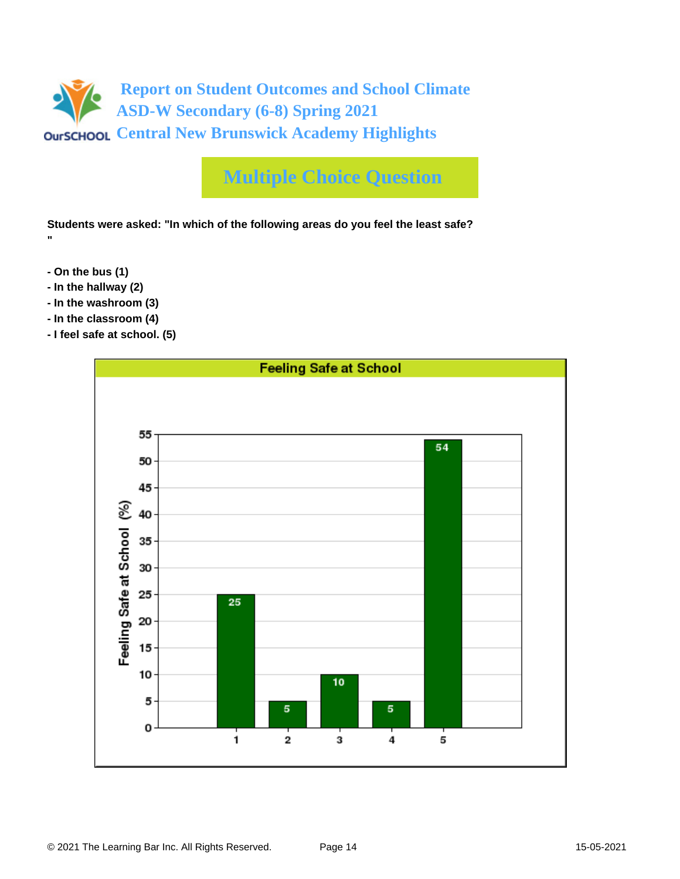# Report on Student Outcomes and School Climate
## ASD-W Secondary (6-8) Spring 2021
## Central New Brunswick Academy Highlights

## Multiple Choice Question

**Students were asked: "In which of the following areas do you feel the least safe? "**

- **- On the bus (1)**
- **- In the hallway (2)**
- **- In the washroom (3)**
- **- In the classroom (4)**
- **- I feel safe at school. (5)**

**Feeling Safe at School**

| Response | Feeling Safe at School (%) |
|---|---|
| 1 | 25 |
| 2 | 5 |
| 3 | 10 |
| 4 | 5 |
| 5 | 54 |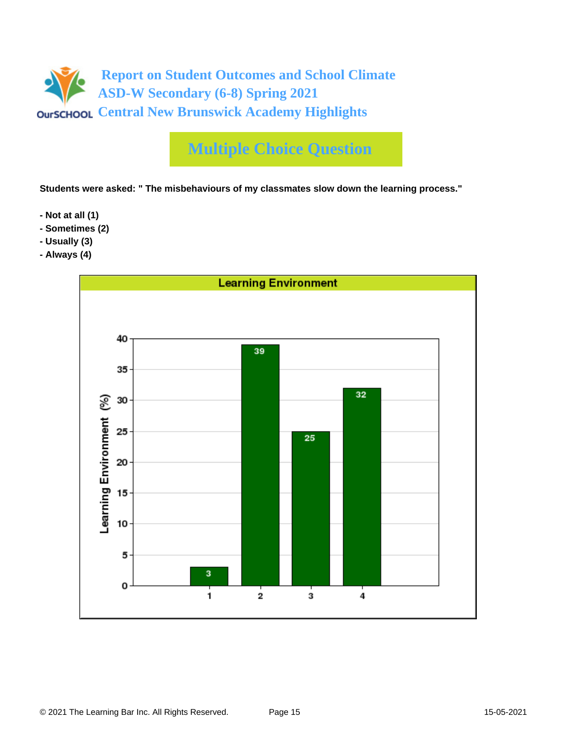# Report on Student Outcomes and School Climate
# ASD-W Secondary (6-8) Spring 2021
# Central New Brunswick Academy Highlights

OurSCHOOL

## Multiple Choice Question

**Students were asked: " The misbehaviours of my classmates slow down the learning process."**

- **Not at all (1)**
- **Sometimes (2)**
- **Usually (3)**
- **Always (4)**

Learning Environment

Learning Environment (%)

40
35
30
25
20
15
10
5
0

39
3
25
32

1
2
3
4

© 2021 The Learning Bar Inc. All Rights Reserved.

15-05-2021